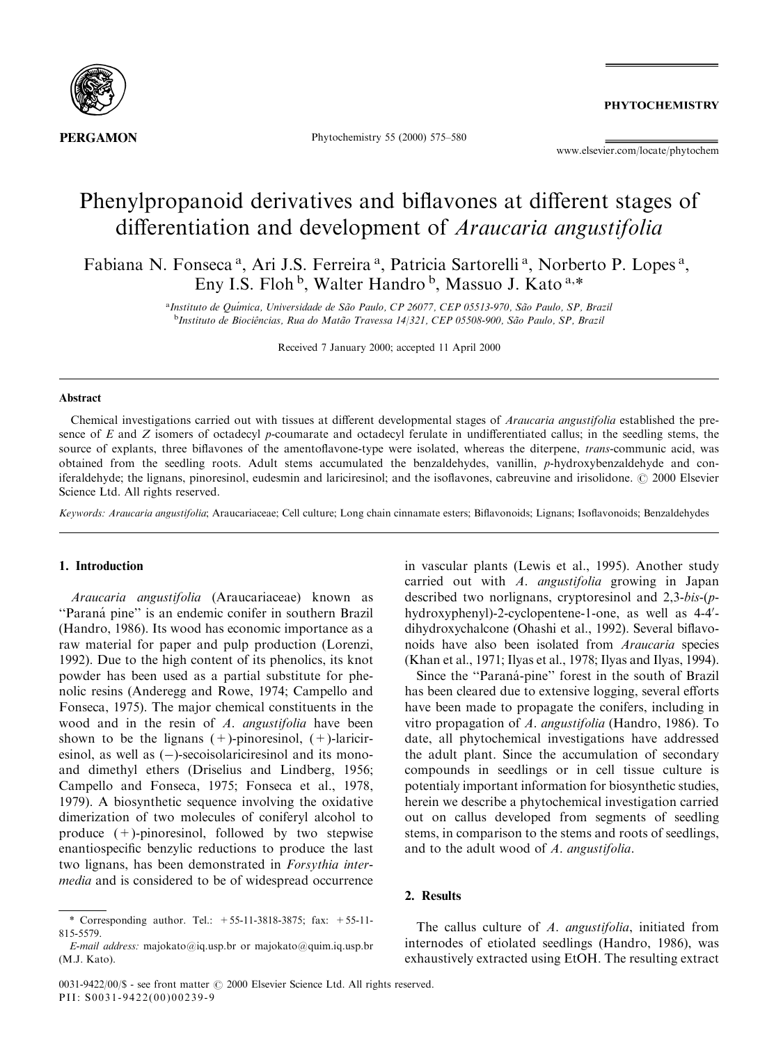# Phenylpropanoid derivatives and biflavones at different stages of differentiation and development of *Araucaria angustifolia*

Fabiana N. Fonseca [a], Ari J.S. Ferreira [a], Patricia Sartorelli [a], Norberto P. Lopes [a], Eny I.S. Floh [b], Walter Handro [b], Massuo J. Kato [a,*]

[a] Instituto de Química, Universidade de São Paulo, CP 26077, CEP 05513-970, São Paulo, SP, Brazil
[b] Instituto de Biociências, Rua do Matão Travessa 14/321, CEP 05508-900, São Paulo, SP, Brazil

Received 7 January 2000; accepted 11 April 2000

## Abstract

Chemical investigations carried out with tissues at different developmental stages of *Araucaria angustifolia* established the presence of *E* and *Z* isomers of octadecyl *p*-coumarate and octadecyl ferulate in undifferentiated callus; in the seedling stems, the source of explants, three biflavones of the amentoflavone-type were isolated, whereas the diterpene, *trans*-communic acid, was obtained from the seedling roots. Adult stems accumulated the benzaldehydes, vanillin, *p*-hydroxybenzaldehyde and coniferaldehyde; the lignans, pinoresinol, eudesmin and lariciresinol; and the isoflavones, cabreuvine and irisolidone. © 2000 Elsevier Science Ltd. All rights reserved.

*Keywords:* *Araucaria angustifolia*; Araucariaceae; Cell culture; Long chain cinnamate esters; Biflavonoids; Lignans; Isoflavonoids; Benzaldehydes

## 1. Introduction

*Araucaria angustifolia* (Araucariaceae) known as "Paraná pine" is an endemic conifer in southern Brazil (Handro, 1986). Its wood has economic importance as a raw material for paper and pulp production (Lorenzi, 1992). Due to the high content of its phenolics, its knot powder has been used as a partial substitute for phenolic resins (Anderegg and Rowe, 1974; Campello and Fonseca, 1975). The major chemical constituents in the wood and in the resin of *A. angustifolia* have been shown to be the lignans (+)-pinoresinol, (+)-lariciresinol, as well as (−)-secoisolariciresinol and its mono- and dimethyl ethers (Driselius and Lindberg, 1956; Campello and Fonseca, 1975; Fonseca et al., 1978, 1979). A biosynthetic sequence involving the oxidative dimerization of two molecules of coniferyl alcohol to produce (+)-pinoresinol, followed by two stepwise enantiospecific benzylic reductions to produce the last two lignans, has been demonstrated in *Forsythia intermedia* and is considered to be of widespread occurrence in vascular plants (Lewis et al., 1995). Another study carried out with *A. angustifolia* growing in Japan described two norlignans, cryptoresinol and 2,3-*bis*-(*p*-hydroxyphenyl)-2-cyclopentene-1-one, as well as 4-4′-dihydroxychalcone (Ohashi et al., 1992). Several biflavonoids have also been isolated from *Araucaria* species (Khan et al., 1971; Ilyas et al., 1978; Ilyas and Ilyas, 1994).

Since the "Paraná-pine" forest in the south of Brazil has been cleared due to extensive logging, several efforts have been made to propagate the conifers, including in vitro propagation of *A. angustifolia* (Handro, 1986). To date, all phytochemical investigations have addressed the adult plant. Since the accumulation of secondary compounds in seedlings or in cell tissue culture is potentialy important information for biosynthetic studies, herein we describe a phytochemical investigation carried out on callus developed from segments of seedling stems, in comparison to the stems and roots of seedlings, and to the adult wood of *A. angustifolia*.

## 2. Results

The callus culture of *A. angustifolia*, initiated from internodes of etiolated seedlings (Handro, 1986), was exhaustively extracted using EtOH. The resulting extract

\* Corresponding author. Tel.: +55-11-3818-3875; fax: +55-11-815-5579.
*E-mail address:* majokato@iq.usp.br or majokato@quim.iq.usp.br (M.J. Kato).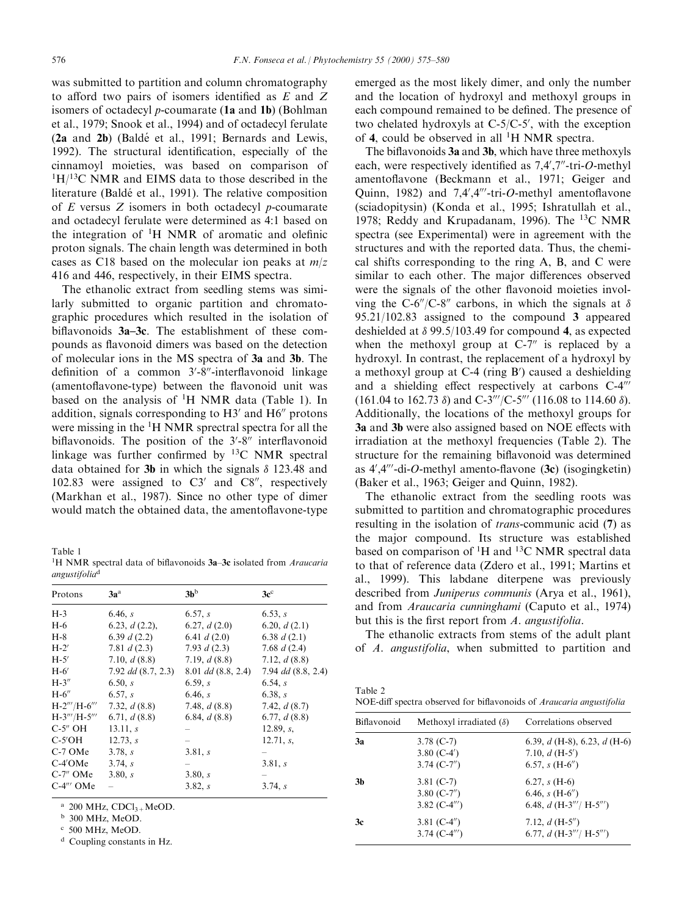was submitted to partition and column chromatography to afford two pairs of isomers identified as *E* and *Z* isomers of octadecyl *p*-coumarate (**1a** and **1b**) (Bohlman et al., 1979; Snook et al., 1994) and of octadecyl ferulate (**2a** and **2b**) (Baldé et al., 1991; Bernards and Lewis, 1992). The structural identification, especially of the cinnamoyl moieties, was based on comparison of $^{1}H/^{13}C$ NMR and EIMS data to those described in the literature (Baldé et al., 1991). The relative composition of *E* versus *Z* isomers in both octadecyl *p*-coumarate and octadecyl ferulate were determined as 4:1 based on the integration of $^{1}H$ NMR of aromatic and olefinic proton signals. The chain length was determined in both cases as C18 based on the molecular ion peaks at *m/z* 416 and 446, respectively, in their EIMS spectra.

The ethanolic extract from seedling stems was similarly submitted to organic partition and chromatographic procedures which resulted in the isolation of biflavonoids **3a–3c**. The establishment of these compounds as flavonoid dimers was based on the detection of molecular ions in the MS spectra of **3a** and **3b**. The definition of a common 3′-8″-interflavonoid linkage (amentoflavone-type) between the flavonoid unit was based on the analysis of $^{1}H$ NMR data (Table 1). In addition, signals corresponding to H3′ and H6″ protons were missing in the $^{1}H$ NMR sprectral spectra for all the biflavonoids. The position of the 3′-8″ interflavonoid linkage was further confirmed by $^{13}C$ NMR spectral data obtained for **3b** in which the signals δ 123.48 and 102.83 were assigned to C3′ and C8″, respectively (Markhan et al., 1987). Since no other type of dimer would match the obtained data, the amentoflavone-type emerged as the most likely dimer, and only the number and the location of hydroxyl and methoxyl groups in each compound remained to be defined. The presence of two chelated hydroxyls at C-5/C-5′, with the exception of **4**, could be observed in all $^{1}H$ NMR spectra.

The biflavonoids **3a** and **3b**, which have three methoxyls each, were respectively identified as 7,4′,7″-tri-*O*-methyl amentoflavone (Beckmann et al., 1971; Geiger and Quinn, 1982) and 7,4′,4‴-tri-*O*-methyl amentoflavone (sciadopitysin) (Konda et al., 1995; Ishratullah et al., 1978; Reddy and Krupadanam, 1996). The $^{13}C$ NMR spectra (see Experimental) were in agreement with the structures and with the reported data. Thus, the chemical shifts corresponding to the ring A, B, and C were similar to each other. The major differences observed were the signals of the other flavonoid moieties involving the C-6″/C-8″ carbons, in which the signals at δ 95.21/102.83 assigned to the compound **3** appeared deshielded at δ 99.5/103.49 for compound **4**, as expected when the methoxyl group at C-7″ is replaced by a hydroxyl. In contrast, the replacement of a hydroxyl by a methoxyl group at C-4 (ring B′) caused a deshielding and a shielding effect respectively at carbons C-4‴ (161.04 to 162.73 δ) and C-3‴/C-5‴ (116.08 to 114.60 δ). Additionally, the locations of the methoxyl groups for **3a** and **3b** were also assigned based on NOE effects with irradiation at the methoxyl frequencies (Table 2). The structure for the remaining biflavonoid was determined as 4′,4‴-di-*O*-methyl amento-flavone (**3c**) (isogingketin) (Baker et al., 1963; Geiger and Quinn, 1982).

The ethanolic extract from the seedling roots was submitted to partition and chromatographic procedures resulting in the isolation of *trans*-communic acid (**7**) as the major compound. Its structure was established based on comparison of $^{1}H$ and $^{13}C$ NMR spectral data to that of reference data (Zdero et al., 1991; Martins et al., 1999). This labdane diterpene was previously described from *Juniperus communis* (Arya et al., 1961), and from *Araucaria cunninghami* (Caputo et al., 1974) but this is the first report from *A. angustifolia*.

The ethanolic extracts from stems of the adult plant of *A. angustifolia*, when submitted to partition and

Table 1
$^{1}H$ NMR spectral data of biflavonoids **3a–3c** isolated from *Araucaria angustifolia*[d]

| Protons | **3a**[a] | **3b**[b] | **3c**[c] |
|---|---|---|---|
| H-3 | 6.46, *s* | 6.57, *s* | 6.53, *s* |
| H-6 | 6.23, *d* (2.2), | 6.27, *d* (2.0) | 6.20, *d* (2.1) |
| H-8 | 6.39 *d* (2.2) | 6.41 *d* (2.0) | 6.38 *d* (2.1) |
| H-2′ | 7.81 *d* (2.3) | 7.93 *d* (2.3) | 7.68 *d* (2.4) |
| H-5′ | 7.10, *d* (8.8) | 7.19, *d* (8.8) | 7.12, *d* (8.8) |
| H-6′ | 7.92 *dd* (8.7, 2.3) | 8.01 *dd* (8.8, 2.4) | 7.94 *dd* (8.8, 2.4) |
| H-3″ | 6.50, *s* | 6.59, *s* | 6.54, *s* |
| H-6″ | 6.57, *s* | 6.46, *s* | 6.38, *s* |
| H-2‴/H-6‴ | 7.32, *d* (8.8) | 7.48, *d* (8.8) | 7.42, *d* (8.7) |
| H-3‴/H-5‴ | 6.71, *d* (8.8) | 6.84, *d* (8.8) | 6.77, *d* (8.8) |
| C-5″ OH | 13.11, *s* | – | 12.89, *s*, |
| C-5′OH | 12.73, *s* | – | 12.71, *s*, |
| C-7 OMe | 3.78, *s* | 3.81, *s* | – |
| C-4′OMe | 3.74, *s* | – | 3.81, *s* |
| C-7″ OMe | 3.80, *s* | 3.80, *s* | – |
| C-4‴ OMe | – | 3.82, *s* | 3.74, *s* |

[a] 200 MHz, $CDCl_3$ + MeOD.
[b] 300 MHz, MeOD.
[c] 500 MHz, MeOD.
[d] Coupling constants in Hz.

Table 2
NOE-diff spectra observed for biflavonoids of *Araucaria angustifolia*

| Biflavonoid | Methoxyl irradiated (δ) | Correlations observed |
|---|---|---|
| **3a** | 3.78 (C-7) | 6.39, *d* (H-8), 6.23, *d* (H-6) |
| | 3.80 (C-4′) | 7.10, *d* (H-5′) |
| | 3.74 (C-7″) | 6.57, *s* (H-6″) |
| **3b** | 3.81 (C-7) | 6.27, *s* (H-6) |
| | 3.80 (C-7″) | 6.46, *s* (H-6″) |
| | 3.82 (C-4‴) | 6.48, *d* (H-3‴/ H-5‴) |
| **3c** | 3.81 (C-4″) | 7.12, *d* (H-5″) |
| | 3.74 (C-4‴) | 6.77, *d* (H-3‴/ H-5‴) |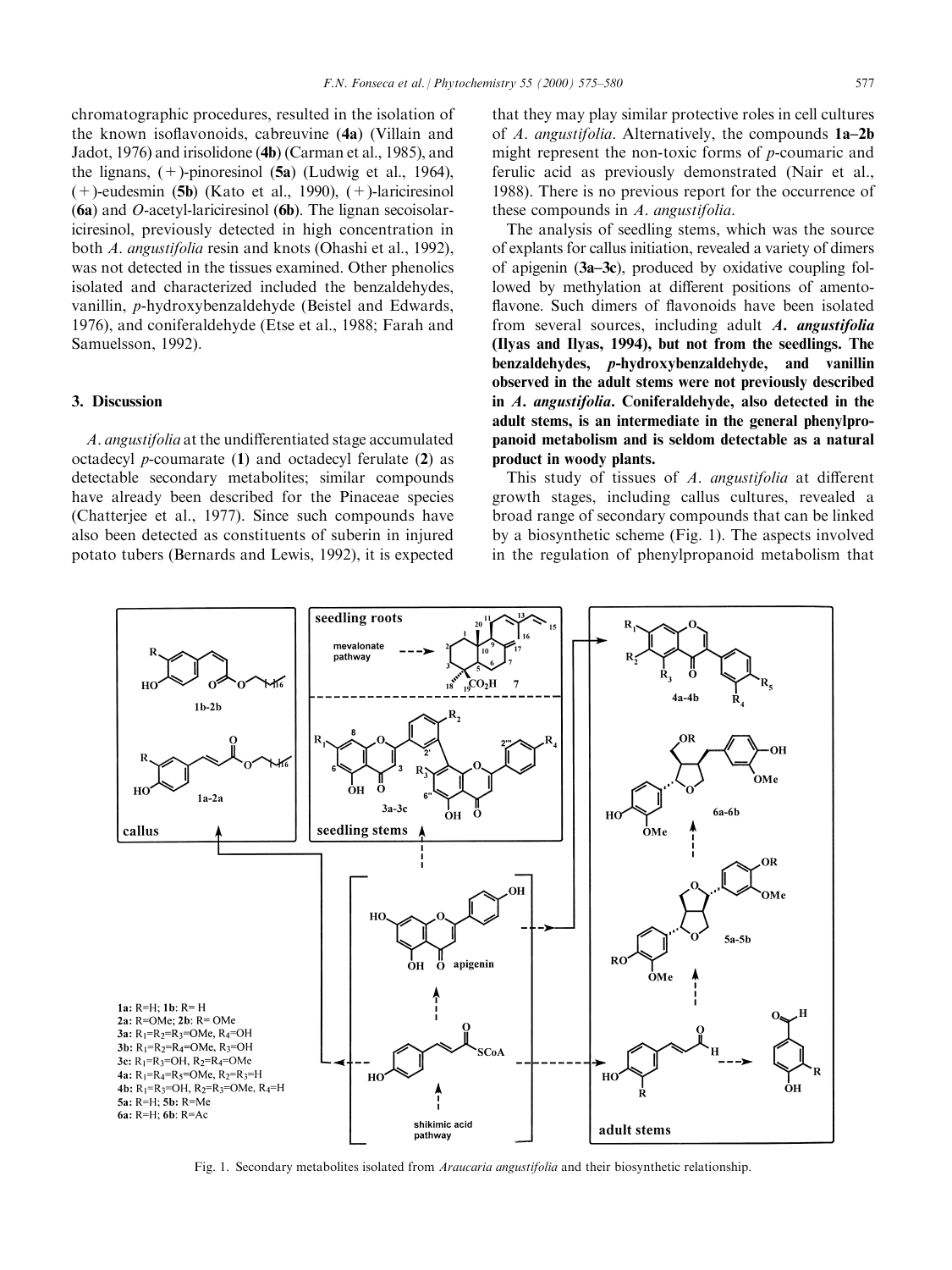chromatographic procedures, resulted in the isolation of the known isoflavonoids, cabreuvine (**4a**) (Villain and Jadot, 1976) and irisolidone (**4b**) (Carman et al., 1985), and the lignans, (+)-pinoresinol (**5a**) (Ludwig et al., 1964), (+)-eudesmin (**5b**) (Kato et al., 1990), (+)-lariciresinol (**6a**) and *O*-acetyl-lariciresinol (**6b**). The lignan secoisolariciresinol, previously detected in high concentration in both *A. angustifolia* resin and knots (Ohashi et al., 1992), was not detected in the tissues examined. Other phenolics isolated and characterized included the benzaldehydes, vanillin, *p*-hydroxybenzaldehyde (Beistel and Edwards, 1976), and coniferaldehyde (Etse et al., 1988; Farah and Samuelsson, 1992).

## 3. Discussion

*A. angustifolia* at the undifferentiated stage accumulated octadecyl *p*-coumarate (**1**) and octadecyl ferulate (**2**) as detectable secondary metabolites; similar compounds have already been described for the Pinaceae species (Chatterjee et al., 1977). Since such compounds have also been detected as constituents of suberin in injured potato tubers (Bernards and Lewis, 1992), it is expected that they may play similar protective roles in cell cultures of *A. angustifolia*. Alternatively, the compounds **1a–2b** might represent the non-toxic forms of *p*-coumaric and ferulic acid as previously demonstrated (Nair et al., 1988). There is no previous report for the occurrence of these compounds in *A. angustifolia*.

The analysis of seedling stems, which was the source of explants for callus initiation, revealed a variety of dimers of apigenin (**3a–3c**), produced by oxidative coupling followed by methylation at different positions of amentoflavone. Such dimers of flavonoids have been isolated from several sources, including adult ***A. angustifolia*** **(Ilyas and Ilyas, 1994), but not from the seedlings. The benzaldehydes, *p*-hydroxybenzaldehyde, and vanillin observed in the adult stems were not previously described in *A. angustifolia*. Coniferaldehyde, also detected in the adult stems, is an intermediate in the general phenylpropanoid metabolism and is seldom detectable as a natural product in woody plants.**

This study of tissues of *A. angustifolia* at different growth stages, including callus cultures, revealed a broad range of secondary compounds that can be linked by a biosynthetic scheme (Fig. 1). The aspects involved in the regulation of phenylpropanoid metabolism that

1a: R=H; 1b: R= H
2a: R=OMe; 2b: R= OMe
3a: $R_1$=$R_2$=$R_3$=OMe, $R_4$=OH
3b: $R_1$=$R_2$=$R_4$=OMe, $R_3$=OH
3c: $R_1$=$R_3$=OH, $R_2$=$R_4$=OMe
4a: $R_1$=$R_4$=$R_5$=OMe, $R_2$=$R_3$=H
4b: $R_1$=$R_3$=OH, $R_2$=$R_3$=OMe, $R_4$=H
5a: R=H; 5b: R=Me
6a: R=H; 6b: R=Ac

Fig. 1. Secondary metabolites isolated from *Araucaria angustifolia* and their biosynthetic relationship.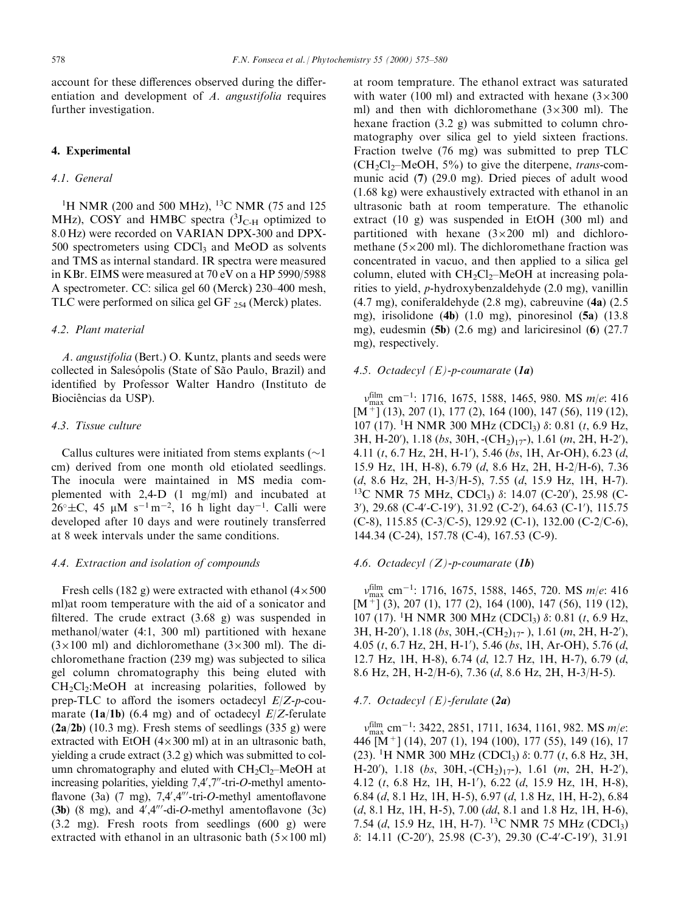account for these differences observed during the differentiation and development of *A. angustifolia* requires further investigation.

## 4. Experimental

### 4.1. General

$^1$H NMR (200 and 500 MHz), $^{13}$C NMR (75 and 125 MHz), COSY and HMBC spectra ($^3J_{C\text{-}H}$ optimized to 8.0 Hz) were recorded on VARIAN DPX-300 and DPX-500 spectrometers using $CDCl_3$ and MeOD as solvents and TMS as internal standard. IR spectra were measured in KBr. EIMS were measured at 70 eV on a HP 5990/5988 A spectrometer. CC: silica gel 60 (Merck) 230–400 mesh, TLC were performed on silica gel GF $_{254}$ (Merck) plates.

### 4.2. Plant material

*A. angustifolia* (Bert.) O. Kuntz, plants and seeds were collected in Salesópolis (State of São Paulo, Brazil) and identified by Professor Walter Handro (Instituto de Biociências da USP).

### 4.3. Tissue culture

Callus cultures were initiated from stems explants (~1 cm) derived from one month old etiolated seedlings. The inocula were maintained in MS media complemented with 2,4-D (1 mg/ml) and incubated at 26°±C, 45 μM $s^{-1}$ $m^{-2}$, 16 h light $day^{-1}$. Calli were developed after 10 days and were routinely transferred at 8 week intervals under the same conditions.

### 4.4. Extraction and isolation of compounds

Fresh cells (182 g) were extracted with ethanol (4×500 ml)at room temperature with the aid of a sonicator and filtered. The crude extract (3.68 g) was suspended in methanol/water (4:1, 300 ml) partitioned with hexane (3×100 ml) and dichloromethane (3×300 ml). The dichloromethane fraction (239 mg) was subjected to silica gel column chromatography this being eluted with $CH_2Cl_2$:MeOH at increasing polarities, followed by prep-TLC to afford the isomers octadecyl *E*/*Z*-*p*-coumarate (**1a**/**1b**) (6.4 mg) and of octadecyl *E*/*Z*-ferulate (**2a**/**2b**) (10.3 mg). Fresh stems of seedlings (335 g) were extracted with EtOH (4×300 ml) at in an ultrasonic bath, yielding a crude extract (3.2 g) which was submitted to column chromatography and eluted with $CH_2Cl_2$–MeOH at increasing polarities, yielding 7,4′,7″-tri-*O*-methyl amentoflavone (3a) (7 mg), 7,4′,4‴-tri-*O*-methyl amentoflavone (**3b**) (8 mg), and 4′,4‴-di-*O*-methyl amentoflavone (3c) (3.2 mg). Fresh roots from seedlings (600 g) were extracted with ethanol in an ultrasonic bath (5×100 ml) at room temprature. The ethanol extract was saturated with water (100 ml) and extracted with hexane (3×300 ml) and then with dichloromethane (3×300 ml). The hexane fraction (3.2 g) was submitted to column chromatography over silica gel to yield sixteen fractions. Fraction twelve (76 mg) was submitted to prep TLC ($CH_2Cl_2$–MeOH, 5%) to give the diterpene, *trans*-communic acid (**7**) (29.0 mg). Dried pieces of adult wood (1.68 kg) were exhaustively extracted with ethanol in an ultrasonic bath at room temperature. The ethanolic extract (10 g) was suspended in EtOH (300 ml) and partitioned with hexane (3×200 ml) and dichloromethane (5×200 ml). The dichloromethane fraction was concentrated in vacuo, and then applied to a silica gel column, eluted with $CH_2Cl_2$–MeOH at increasing polarities to yield, *p*-hydroxybenzaldehyde (2.0 mg), vanillin (4.7 mg), coniferaldehyde (2.8 mg), cabreuvine (**4a**) (2.5 mg), irisolidone (**4b**) (1.0 mg), pinoresinol (**5a**) (13.8 mg), eudesmin (**5b**) (2.6 mg) and lariciresinol (**6**) (27.7 mg), respectively.

### 4.5. Octadecyl (E)-p-coumarate (1a)

$\nu_{max}^{film}$ $cm^{-1}$: 1716, 1675, 1588, 1465, 980. MS *m*/*e*: 416 [$M^+$] (13), 207 (1), 177 (2), 164 (100), 147 (56), 119 (12), 107 (17). $^1$H NMR 300 MHz ($CDCl_3$) δ: 0.81 (*t*, 6.9 Hz, 3H, H-20′), 1.18 (*bs*, 30H, -$(CH_2)_{17}$-), 1.61 (*m*, 2H, H-2′), 4.11 (*t*, 6.7 Hz, 2H, H-1′), 5.46 (*bs*, 1H, Ar-OH), 6.23 (*d*, 15.9 Hz, 1H, H-8), 6.79 (*d*, 8.6 Hz, 2H, H-2/H-6), 7.36 (*d*, 8.6 Hz, 2H, H-3/H-5), 7.55 (*d*, 15.9 Hz, 1H, H-7). $^{13}$C NMR 75 MHz, $CDCl_3$) δ: 14.07 (C-20′), 25.98 (C-3′), 29.68 (C-4′-C-19′), 31.92 (C-2′), 64.63 (C-1′), 115.75 (C-8), 115.85 (C-3/C-5), 129.92 (C-1), 132.00 (C-2/C-6), 144.34 (C-24), 157.78 (C-4), 167.53 (C-9).

### 4.6. Octadecyl (Z)-p-coumarate (1b)

$\nu_{max}^{film}$ $cm^{-1}$: 1716, 1675, 1588, 1465, 720. MS *m*/*e*: 416 [$M^+$] (3), 207 (1), 177 (2), 164 (100), 147 (56), 119 (12), 107 (17). $^1$H NMR 300 MHz ($CDCl_3$) δ: 0.81 (*t*, 6.9 Hz, 3H, H-20′), 1.18 (*bs*, 30H,-$(CH_2)_{17}$- ), 1.61 (*m*, 2H, H-2′), 4.05 (*t*, 6.7 Hz, 2H, H-1′), 5.46 (*bs*, 1H, Ar-OH), 5.76 (*d*, 12.7 Hz, 1H, H-8), 6.74 (*d*, 12.7 Hz, 1H, H-7), 6.79 (*d*, 8.6 Hz, 2H, H-2/H-6), 7.36 (*d*, 8.6 Hz, 2H, H-3/H-5).

### 4.7. Octadecyl (E)-ferulate (2a)

$\nu_{max}^{film}$ $cm^{-1}$: 3422, 2851, 1711, 1634, 1161, 982. MS *m*/*e*: 446 [$M^+$] (14), 207 (1), 194 (100), 177 (55), 149 (16), 17 (23). $^1$H NMR 300 MHz ($CDCl_3$) δ: 0.77 (*t*, 6.8 Hz, 3H, H-20′), 1.18 (*bs*, 30H, -$(CH_2)_{17}$-), 1.61 (*m*, 2H, H-2′), 4.12 (*t*, 6.8 Hz, 1H, H-1′), 6.22 (*d*, 15.9 Hz, 1H, H-8), 6.84 (*d*, 8.1 Hz, 1H, H-5), 6.97 (*d*, 1.8 Hz, 1H, H-2), 6.84 (*d*, 8.1 Hz, 1H, H-5), 7.00 (*dd*, 8.1 and 1.8 Hz, 1H, H-6), 7.54 (*d*, 15.9 Hz, 1H, H-7). $^{13}$C NMR 75 MHz ($CDCl_3$) δ: 14.11 (C-20′), 25.98 (C-3′), 29.30 (C-4′-C-19′), 31.91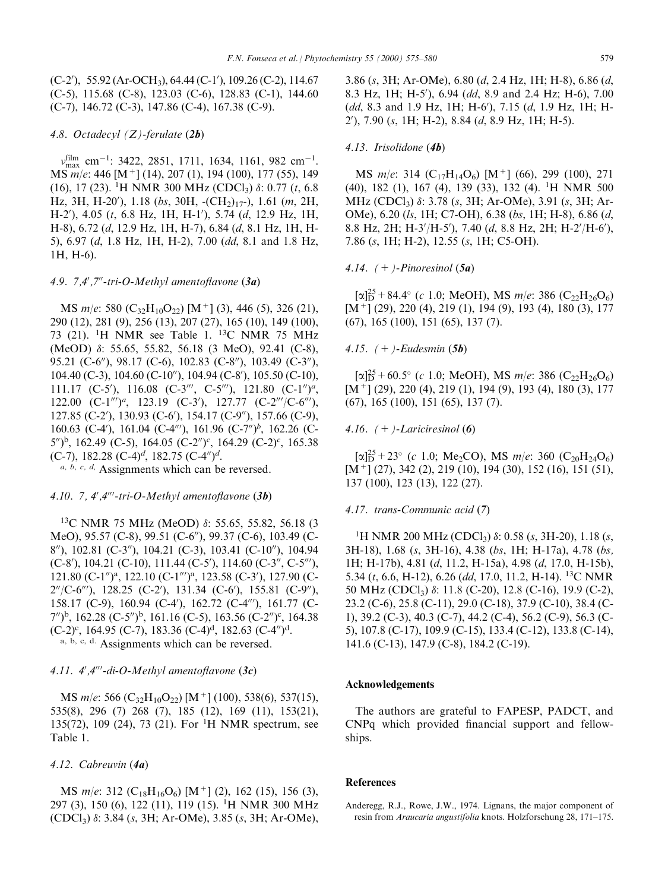(C-2′), 55.92 (Ar-OCH$_3$), 64.44 (C-1′), 109.26 (C-2), 114.67 (C-5), 115.68 (C-8), 123.03 (C-6), 128.83 (C-1), 144.60 (C-7), 146.72 (C-3), 147.86 (C-4), 167.38 (C-9).

### 4.8. Octadecyl (Z)-ferulate (2b)

$\nu_{max}^{film}$ cm$^{-1}$: 3422, 2851, 1711, 1634, 1161, 982 cm$^{-1}$. MS *m/e*: 446 [M$^+$] (14), 207 (1), 194 (100), 177 (55), 149 (16), 17 (23). $^1$H NMR 300 MHz (CDCl$_3$) δ: 0.77 (*t*, 6.8 Hz, 3H, H-20′), 1.18 (*bs*, 30H, -(CH$_2$)$_{17}$-), 1.61 (*m*, 2H, H-2′), 4.05 (*t*, 6.8 Hz, 1H, H-1′), 5.74 (*d*, 12.9 Hz, 1H, H-8), 6.72 (*d*, 12.9 Hz, 1H, H-7), 6.84 (*d*, 8.1 Hz, 1H, H-5), 6.97 (*d*, 1.8 Hz, 1H, H-2), 7.00 (*dd*, 8.1 and 1.8 Hz, 1H, H-6).

### 4.9. 7,4′,7″-tri-O-Methyl amentoflavone (3a)

MS *m/e*: 580 (C$_{32}$H$_{10}$O$_{22}$) [M$^+$] (3), 446 (5), 326 (21), 290 (12), 281 (9), 256 (13), 207 (27), 165 (10), 149 (100), 73 (21). $^1$H NMR see Table 1. $^{13}$C NMR 75 MHz (MeOD) δ: 55.65, 55.82, 56.18 (3 MeO), 92.41 (C-8), 95.21 (C-6″), 98.17 (C-6), 102.83 (C-8″), 103.49 (C-3″), 104.40 (C-3), 104.60 (C-10″), 104.94 (C-8′), 105.50 (C-10), 111.17 (C-5′), 116.08 (C-3‴, C-5‴), 121.80 (C-1″)[a], 122.00 (C-1‴)[a], 123.19 (C-3′), 127.77 (C-2‴/C-6‴), 127.85 (C-2′), 130.93 (C-6′), 154.17 (C-9″), 157.66 (C-9), 160.63 (C-4′), 161.04 (C-4‴), 161.96 (C-7″)[b], 162.26 (C-5″)[b], 162.49 (C-5), 164.05 (C-2″)[c], 164.29 (C-2)[c], 165.38 (C-7), 182.28 (C-4)[d], 182.75 (C-4″)[d].

[a, b, c, d] Assignments which can be reversed.

### 4.10. 7, 4′,4‴-tri-O-Methyl amentoflavone (3b)

$^{13}$C NMR 75 MHz (MeOD) δ: 55.65, 55.82, 56.18 (3 MeO), 95.57 (C-8), 99.51 (C-6″), 99.37 (C-6), 103.49 (C-8″), 102.81 (C-3″), 104.21 (C-3), 103.41 (C-10″), 104.94 (C-8′), 104.21 (C-10), 111.44 (C-5′), 114.60 (C-3″, C-5″), 121.80 (C-1″)[a], 122.10 (C-1‴)[a], 123.58 (C-3′), 127.90 (C-2″/C-6‴), 128.25 (C-2′), 131.34 (C-6′), 155.81 (C-9″), 158.17 (C-9), 160.94 (C-4′), 162.72 (C-4‴), 161.77 (C-7″)[b], 162.28 (C-5″)[b], 161.16 (C-5), 163.56 (C-2″)[c], 164.38 (C-2)[c], 164.95 (C-7), 183.36 (C-4)[d], 182.63 (C-4″)[d].

[a, b, c, d.] Assignments which can be reversed.

### 4.11. 4′,4‴-di-O-Methyl amentoflavone (3c)

MS *m/e*: 566 (C$_{32}$H$_{10}$O$_{22}$) [M$^+$] (100), 538(6), 537(15), 535(8), 296 (7) 268 (7), 185 (12), 169 (11), 153(21), 135(72), 109 (24), 73 (21). For $^1$H NMR spectrum, see Table 1.

### 4.12. Cabreuvin (4a)

MS *m/e*: 312 (C$_{18}$H$_{16}$O$_6$) [M$^+$] (2), 162 (15), 156 (3), 297 (3), 150 (6), 122 (11), 119 (15). $^1$H NMR 300 MHz (CDCl$_3$) δ: 3.84 (*s*, 3H; Ar-OMe), 3.85 (*s*, 3H; Ar-OMe), 3.86 (*s*, 3H; Ar-OMe), 6.80 (*d*, 2.4 Hz, 1H; H-8), 6.86 (*d*, 8.3 Hz, 1H; H-5′), 6.94 (*dd*, 8.9 and 2.4 Hz; H-6), 7.00 (*dd*, 8.3 and 1.9 Hz, 1H; H-6′), 7.15 (*d*, 1.9 Hz, 1H; H-2′), 7.90 (*s*, 1H; H-2), 8.84 (*d*, 8.9 Hz, 1H; H-5).

### 4.13. Irisolidone (4b)

MS *m/e*: 314 (C$_{17}$H$_{14}$O$_6$) [M$^+$] (66), 299 (100), 271 (40), 182 (1), 167 (4), 139 (33), 132 (4). $^1$H NMR 500 MHz (CDCl$_3$) δ: 3.78 (*s*, 3H; Ar-OMe), 3.91 (*s*, 3H; Ar-OMe), 6.20 (*ls*, 1H; C7-OH), 6.38 (*bs*, 1H; H-8), 6.86 (*d*, 8.8 Hz, 2H; H-3′/H-5′), 7.40 (*d*, 8.8 Hz, 2H; H-2′/H-6′), 7.86 (*s*, 1H; H-2), 12.55 (*s*, 1H; C5-OH).

### 4.14. (+)-Pinoresinol (5a)

$[\alpha]_D^{25}$ + 84.4° (*c* 1.0; MeOH), MS *m/e*: 386 (C$_{22}$H$_{26}$O$_6$) [M$^+$] (29), 220 (4), 219 (1), 194 (9), 193 (4), 180 (3), 177 (67), 165 (100), 151 (65), 137 (7).

### 4.15. (+)-Eudesmin (5b)

$[\alpha]_D^{25}$ + 60.5° (*c* 1.0; MeOH), MS *m/e*: 386 (C$_{22}$H$_{26}$O$_6$) [M$^+$] (29), 220 (4), 219 (1), 194 (9), 193 (4), 180 (3), 177 (67), 165 (100), 151 (65), 137 (7).

### 4.16. (+)-Lariciresinol (6)

$[\alpha]_D^{25}$ + 23° (*c* 1.0; Me$_2$CO), MS *m/e*: 360 (C$_{20}$H$_{24}$O$_6$) [M$^+$] (27), 342 (2), 219 (10), 194 (30), 152 (16), 151 (51), 137 (100), 123 (13), 122 (27).

### 4.17. trans-Communic acid (7)

$^1$H NMR 200 MHz (CDCl$_3$) δ: 0.58 (*s*, 3H-20), 1.18 (*s*, 3H-18), 1.68 (*s*, 3H-16), 4.38 (*bs*, 1H; H-17a), 4.78 (*bs*, 1H; H-17b), 4.81 (*d*, 11.2, H-15a), 4.98 (*d*, 17.0, H-15b), 5.34 (*t*, 6.6, H-12), 6.26 (*dd*, 17.0, 11.2, H-14). $^{13}$C NMR 50 MHz (CDCl$_3$) δ: 11.8 (C-20), 12.8 (C-16), 19.9 (C-2), 23.2 (C-6), 25.8 (C-11), 29.0 (C-18), 37.9 (C-10), 38.4 (C-1), 39.2 (C-3), 40.3 (C-7), 44.2 (C-4), 56.2 (C-9), 56.3 (C-5), 107.8 (C-17), 109.9 (C-15), 133.4 (C-12), 133.8 (C-14), 141.6 (C-13), 147.9 (C-8), 184.2 (C-19).

## Acknowledgements

The authors are grateful to FAPESP, PADCT, and CNPq which provided financial support and fellowships.

## References

Anderegg, R.J., Rowe, J.W., 1974. Lignans, the major component of resin from *Araucaria angustifolia* knots. Holzforschung 28, 171–175.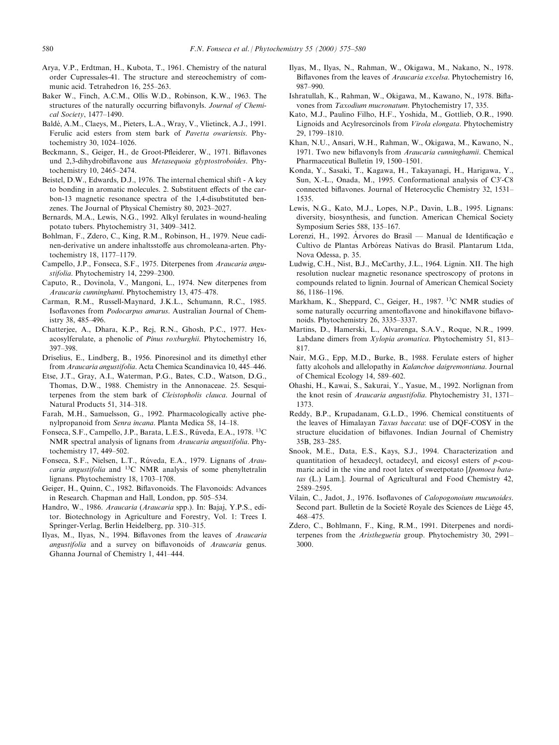Arya, V.P., Erdtman, H., Kubota, T., 1961. Chemistry of the natural order Cupressales-41. The structure and stereochemistry of communic acid. Tetrahedron 16, 255–263.

Baker W., Finch, A.C.M., Ollis W.D., Robinson, K.W., 1963. The structures of the naturally occurring biflavonyls. *Journal of Chemical Society*, 1477–1490.

Baldé, A.M., Claeys, M., Pieters, L.A., Wray, V., Vlietinck, A.J., 1991. Ferulic acid esters from stem bark of *Pavetta owariensis*. Phytochemistry 30, 1024–1026.

Beckmann, S., Geiger, H., de Groot-Pfleiderer, W., 1971. Biflavones und 2,3-dihydrobiflavone aus *Metasequoia glyptostroboides*. Phytochemistry 10, 2465–2474.

Beistel, D.W., Edwards, D.J., 1976. The internal chemical shift - A key to bonding in aromatic molecules. 2. Substituent effects of the carbon-13 magnetic resonance spectra of the 1,4-disubstituted benzenes. The Journal of Physical Chemistry 80, 2023–2027.

Bernards, M.A., Lewis, N.G., 1992. Alkyl ferulates in wound-healing potato tubers. Phytochemistry 31, 3409–3412.

Bohlman, F., Zdero, C., King, R.M., Robinson, H., 1979. Neue cadinen-derivative un andere inhaltsstoffe aus chromoleana-arten. Phytochemistry 18, 1177–1179.

Campello, J.P., Fonseca, S.F., 1975. Diterpenes from *Araucaria angustifolia*. Phytochemistry 14, 2299–2300.

Caputo, R., Dovinola, V., Mangoni, L., 1974. New diterpenes from *Araucaria cunninghami*. Phytochemistry 13, 475–478.

Carman, R.M., Russell-Maynard, J.K.L., Schumann, R.C., 1985. Isoflavones from *Podocarpus amarus*. Australian Journal of Chemistry 38, 485–496.

Chatterjee, A., Dhara, K.P., Rej, R.N., Ghosh, P.C., 1977. Hexacosylferulate, a phenolic of *Pinus roxburghii*. Phytochemistry 16, 397–398.

Driselius, E., Lindberg, B., 1956. Pinoresinol and its dimethyl ether from *Araucaria angustifolia*. Acta Chemica Scandinavica 10, 445–446.

Etse, J.T., Gray, A.I., Waterman, P.G., Bates, C.D., Watson, D.G., Thomas, D.W., 1988. Chemistry in the Annonaceae. 25. Sesquiterpenes from the stem bark of *Cleistopholis clauca*. Journal of Natural Products 51, 314–318.

Farah, M.H., Samuelsson, G., 1992. Pharmacologically active phenylpropanoid from *Senra incana*. Planta Medica 58, 14–18.

Fonseca, S.F., Campello, J.P., Barata, L.E.S., Rúveda, E.A., 1978. $^{13}C$ NMR spectral analysis of lignans from *Araucaria angustifolia*. Phytochemistry 17, 449–502.

Fonseca, S.F., Nielsen, L.T., Rúveda, E.A., 1979. Lignans of *Araucaria angustifolia* and $^{13}C$ NMR analysis of some phenyltetralin lignans. Phytochemistry 18, 1703–1708.

Geiger, H., Quinn, C., 1982. Biflavonoids. The Flavonoids: Advances in Research. Chapman and Hall, London, pp. 505–534.

Handro, W., 1986. *Araucaria* (*Araucaria* spp.). In: Bajaj, Y.P.S., editor. Biotechnology in Agriculture and Forestry, Vol. 1: Trees I. Springer-Verlag, Berlin Heidelberg, pp. 310–315.

Ilyas, M., Ilyas, N., 1994. Biflavones from the leaves of *Araucaria angustifolia* and a survey on biflavonoids of *Araucaria* genus. Ghanna Journal of Chemistry 1, 441–444.

Ilyas, M., Ilyas, N., Rahman, W., Okigawa, M., Nakano, N., 1978. Biflavones from the leaves of *Araucaria excelsa*. Phytochemistry 16, 987–990.

Ishratullah, K., Rahman, W., Okigawa, M., Kawano, N., 1978. Biflavones from *Taxodium mucronatum*. Phytochemistry 17, 335.

Kato, M.J., Paulino Filho, H.F., Yoshida, M., Gottlieb, O.R., 1990. Lignoids and Acylresorcinols from *Virola elongata*. Phytochemistry 29, 1799–1810.

Khan, N.U., Ansari, W.H., Rahman, W., Okigawa, M., Kawano, N., 1971. Two new biflavonyls from *Araucaria cunninghamii*. Chemical Pharmaceutical Bulletin 19, 1500–1501.

Konda, Y., Sasaki, T., Kagawa, H., Takayanagi, H., Harigawa, Y., Sun, X.-L., Onada, M., 1995. Conformational analysis of C3′-C8 connected biflavones. Journal of Heterocyclic Chemistry 32, 1531–1535.

Lewis, N.G., Kato, M.J., Lopes, N.P., Davin, L.B., 1995. Lignans: diversity, biosynthesis, and function. American Chemical Society Symposium Series 588, 135–167.

Lorenzi, H., 1992. Árvores do Brasil — Manual de Identificação e Cultivo de Plantas Arbóreas Nativas do Brasil. Plantarum Ltda, Nova Odessa, p. 35.

Ludwig, C.H., Nist, B.J., McCarthy, J.L., 1964. Lignin. XII. The high resolution nuclear magnetic resonance spectroscopy of protons in compounds related to lignin. Journal of American Chemical Society 86, 1186–1196.

Markham, K., Sheppard, C., Geiger, H., 1987. $^{13}C$ NMR studies of some naturally occurring amentoflavone and hinokiflavone biflavonoids. Phytochemistry 26, 3335–3337.

Martins, D., Hamerski, L., Alvarenga, S.A.V., Roque, N.R., 1999. Labdane dimers from *Xylopia aromatica*. Phytochemistry 51, 813–817.

Nair, M.G., Epp, M.D., Burke, B., 1988. Ferulate esters of higher fatty alcohols and allelopathy in *Kalanchoe daigremontiana*. Journal of Chemical Ecology 14, 589–602.

Ohashi, H., Kawai, S., Sakurai, Y., Yasue, M., 1992. Norlignan from the knot resin of *Araucaria angustifolia*. Phytochemistry 31, 1371–1373.

Reddy, B.P., Krupadanam, G.L.D., 1996. Chemical constituents of the leaves of Himalayan *Taxus baccata*: use of DQF-COSY in the structure elucidation of biflavones. Indian Journal of Chemistry 35B, 283–285.

Snook, M.E., Data, E.S., Kays, S.J., 1994. Characterization and quantitation of hexadecyl, octadecyl, and eicosyl esters of *p*-coumaric acid in the vine and root latex of sweetpotato [*Ipomoea batatas* (L.) Lam.]. Journal of Agricultural and Food Chemistry 42, 2589–2595.

Vilain, C., Jadot, J., 1976. Isoflavones of *Calopogonoium mucunoides*. Second part. Bulletin de la Societé Royale des Sciences de Liège 45, 468–475.

Zdero, C., Bohlmann, F., King, R.M., 1991. Diterpenes and norditerpenes from the *Aristheguetia* group. Phytochemistry 30, 2991–3000.